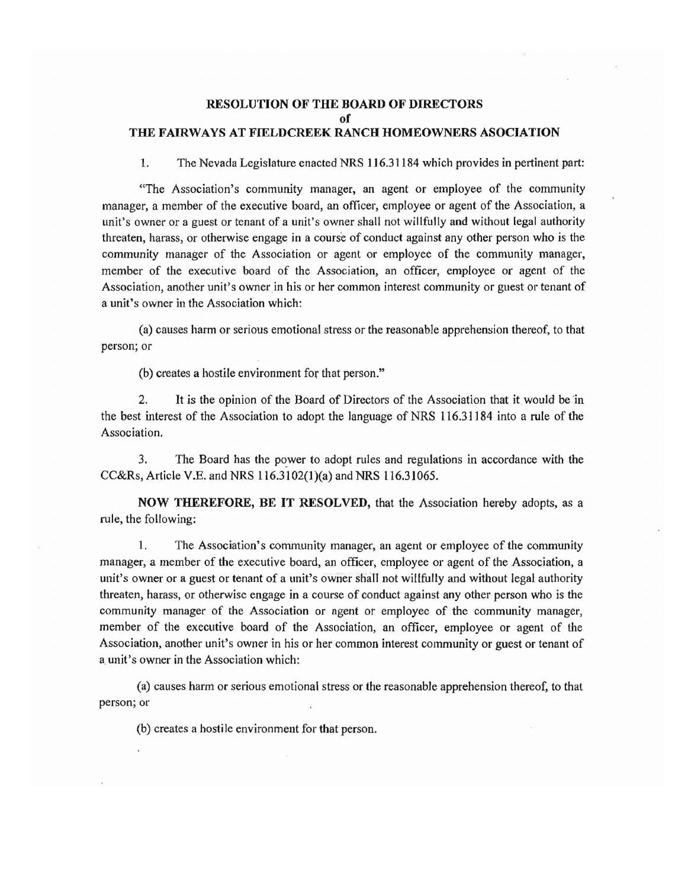**RESOLUTION OF THE BOARD OF DIRECTORS**
**of**
**THE FAIRWAYS AT FIELDCREEK RANCH HOMEOWNERS ASOCIATION**

1. The Nevada Legislature enacted NRS 116.31184 which provides in pertinent part:

"The Association's community manager, an agent or employee of the community manager, a member of the executive board, an officer, employee or agent of the Association, a unit's owner or a guest or tenant of a unit's owner shall not willfully and without legal authority threaten, harass, or otherwise engage in a course of conduct against any other person who is the community manager of the Association or agent or employee of the community manager, member of the executive board of the Association, an officer, employee or agent of the Association, another unit's owner in his or her common interest community or guest or tenant of a unit's owner in the Association which:

(a) causes harm or serious emotional stress or the reasonable apprehension thereof, to that person; or

(b) creates a hostile environment for that person."

2. It is the opinion of the Board of Directors of the Association that it would be in the best interest of the Association to adopt the language of NRS 116.31184 into a rule of the Association.

3. The Board has the power to adopt rules and regulations in accordance with the CC&Rs, Article V.E. and NRS 116.3102(1)(a) and NRS 116.31065.

**NOW THEREFORE, BE IT RESOLVED,** that the Association hereby adopts, as a rule, the following:

1. The Association's community manager, an agent or employee of the community manager, a member of the executive board, an officer, employee or agent of the Association, a unit's owner or a guest or tenant of a unit's owner shall not willfully and without legal authority threaten, harass, or otherwise engage in a course of conduct against any other person who is the community manager of the Association or agent or employee of the community manager, member of the executive board of the Association, an officer, employee or agent of the Association, another unit's owner in his or her common interest community or guest or tenant of a unit's owner in the Association which:

(a) causes harm or serious emotional stress or the reasonable apprehension thereof, to that person; or

(b) creates a hostile environment for that person.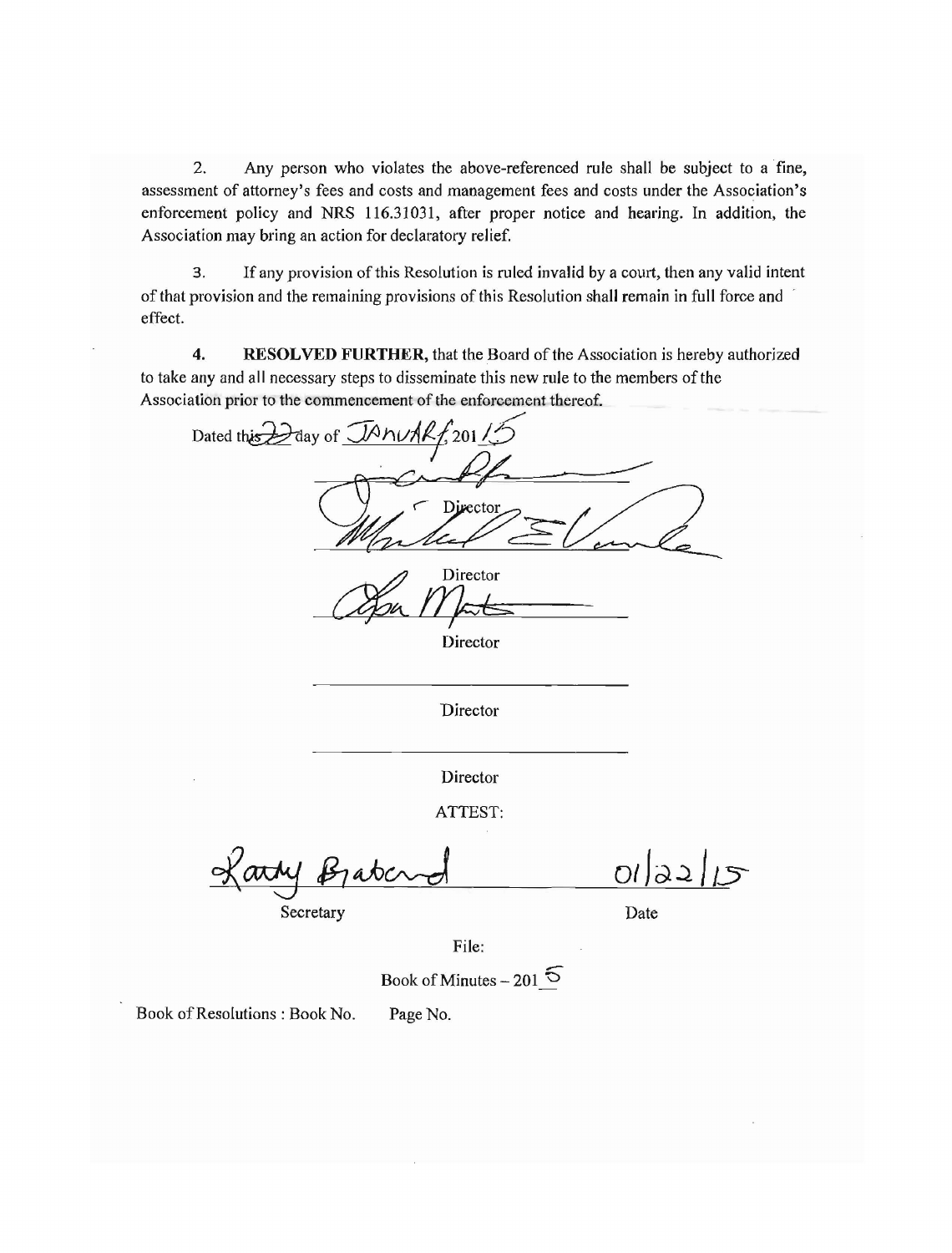2. Any person who violates the above-referenced rule shall be subject to a fine, assessment of attorney's fees and costs and management fees and costs under the Association's enforcement policy and NRS 116.31031, after proper notice and hearing. In addition, the Association may bring an action for declaratory relief.

3. If any provision of this Resolution is ruled invalid by a court, then any valid intent of that provision and the remaining provisions of this Resolution shall remain in full force and effect.

4. **RESOLVED FURTHER,** that the Board of the Association is hereby authorized to take any and all necessary steps to disseminate this new rule to the members of the Association prior to the commencement of the enforcement thereof.

Dated this 22 day of JANUARY, 2015

Director

Director

Director

Director

Director

ATTEST:

Secretary                    Date 01/22/15

File:

Book of Minutes – 2015

Book of Resolutions : Book No.    Page No.